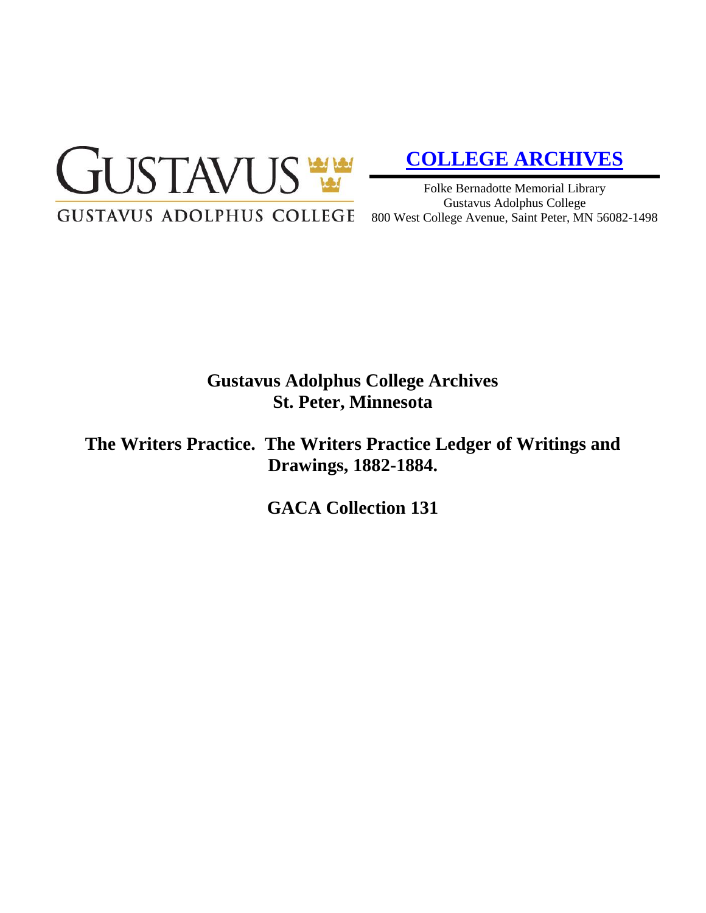GUSTAVUS

GUSTAVUS ADOLPHUS COLLEGE

**COLLEGE ARCHIVES**

Folke Bernadotte Memorial Library
Gustavus Adolphus College
800 West College Avenue, Saint Peter, MN 56082-1498

# Gustavus Adolphus College Archives
# St. Peter, Minnesota

## The Writers Practice. The Writers Practice Ledger of Writings and Drawings, 1882-1884.

## GACA Collection 131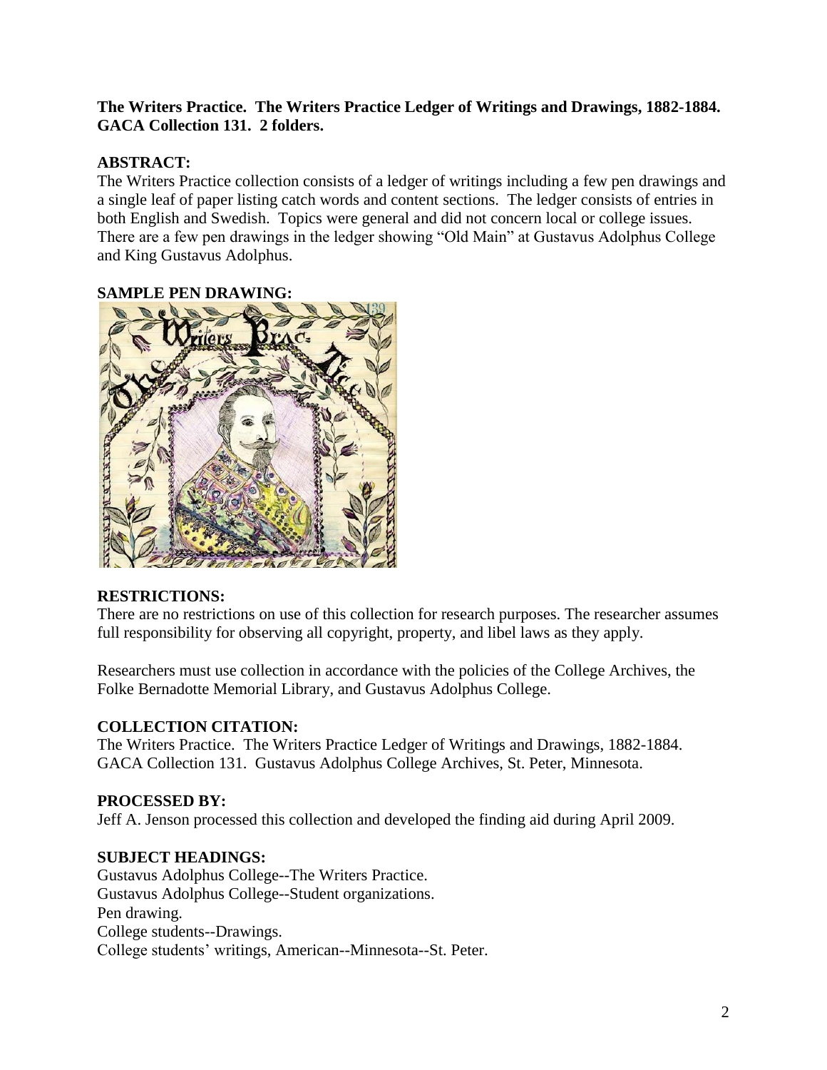**The Writers Practice. The Writers Practice Ledger of Writings and Drawings, 1882-1884. GACA Collection 131. 2 folders.**

**ABSTRACT:**

The Writers Practice collection consists of a ledger of writings including a few pen drawings and a single leaf of paper listing catch words and content sections. The ledger consists of entries in both English and Swedish. Topics were general and did not concern local or college issues. There are a few pen drawings in the ledger showing "Old Main" at Gustavus Adolphus College and King Gustavus Adolphus.

**SAMPLE PEN DRAWING:**

**RESTRICTIONS:**

There are no restrictions on use of this collection for research purposes. The researcher assumes full responsibility for observing all copyright, property, and libel laws as they apply.

Researchers must use collection in accordance with the policies of the College Archives, the Folke Bernadotte Memorial Library, and Gustavus Adolphus College.

**COLLECTION CITATION:**

The Writers Practice. The Writers Practice Ledger of Writings and Drawings, 1882-1884. GACA Collection 131. Gustavus Adolphus College Archives, St. Peter, Minnesota.

**PROCESSED BY:**

Jeff A. Jenson processed this collection and developed the finding aid during April 2009.

**SUBJECT HEADINGS:**

Gustavus Adolphus College--The Writers Practice.
Gustavus Adolphus College--Student organizations.
Pen drawing.
College students--Drawings.
College students' writings, American--Minnesota--St. Peter.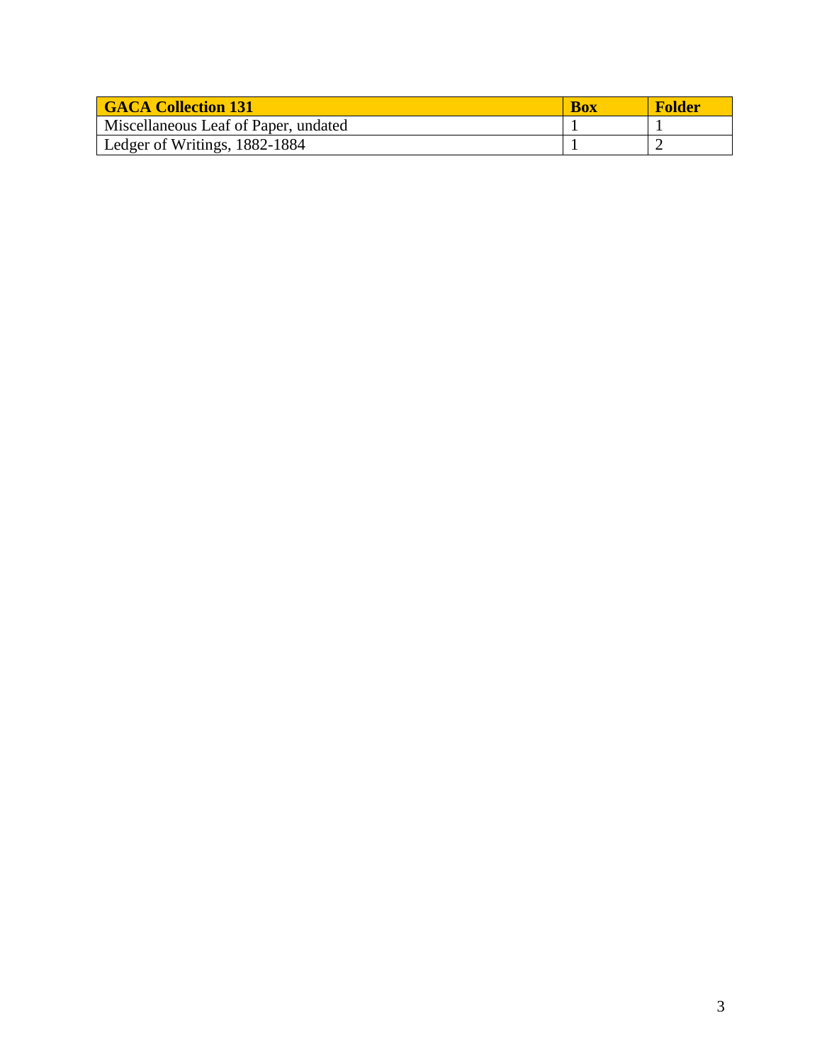| **GACA Collection 131** | **Box** | **Folder** |
|---|---|---|
| Miscellaneous Leaf of Paper, undated | 1 | 1 |
| Ledger of Writings, 1882-1884 | 1 | 2 |